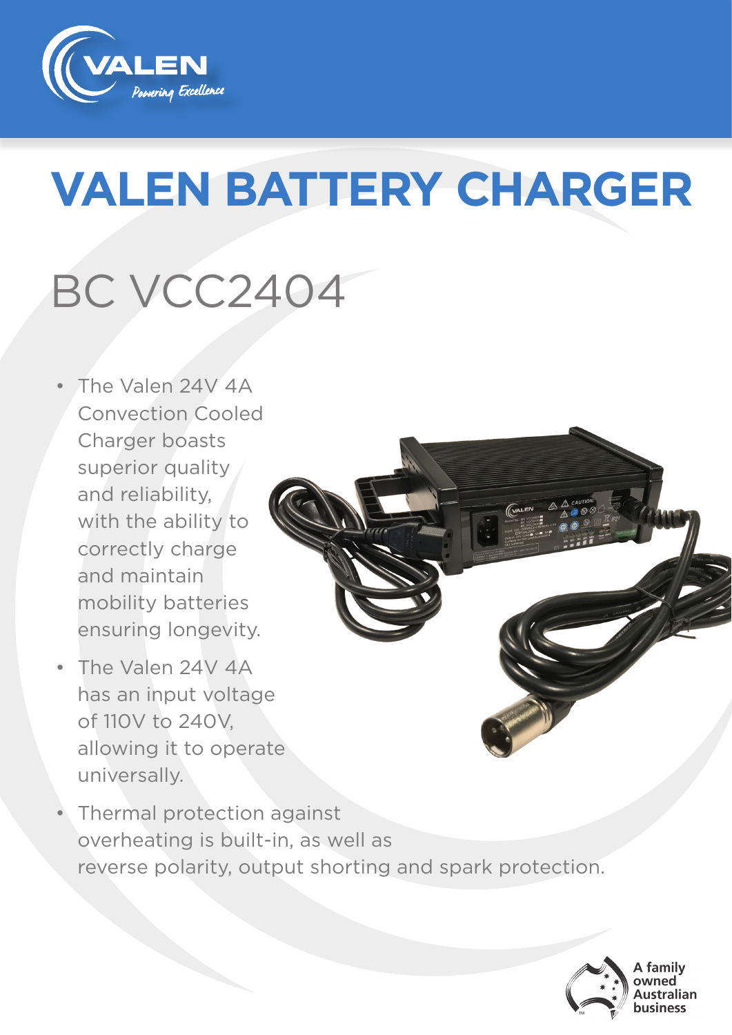# VALEN BATTERY CHARGER

## BC VCC2404

- The Valen 24V 4A Convection Cooled Charger boasts superior quality and reliability, with the ability to correctly charge and maintain mobility batteries ensuring longevity.
- The Valen 24V 4A has an input voltage of 110V to 240V, allowing it to operate universally.
- Thermal protection against overheating is built-in, as well as reverse polarity, output shorting and spark protection.

A family owned Australian business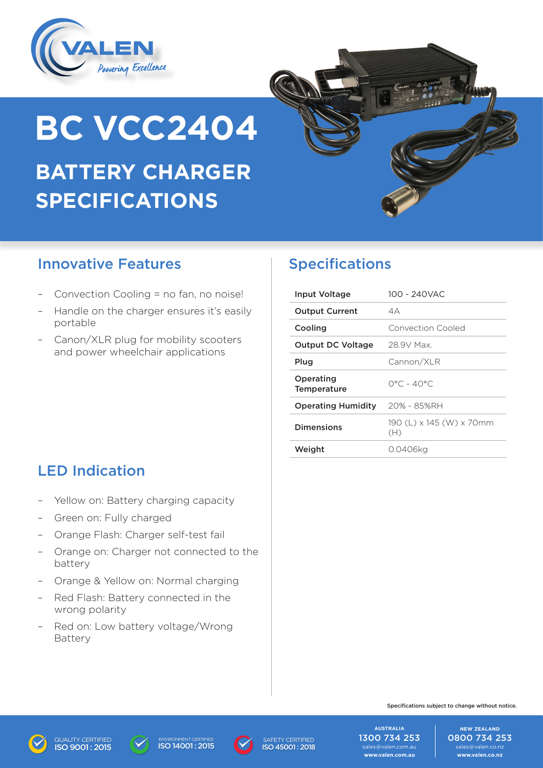VALEN
Powering Excellence

# BC VCC2404

## BATTERY CHARGER SPECIFICATIONS

## Innovative Features

- Convection Cooling = no fan, no noise!
- Handle on the charger ensures it's easily portable
- Canon/XLR plug for mobility scooters and power wheelchair applications

## LED Indication

- Yellow on: Battery charging capacity
- Green on: Fully charged
- Orange Flash: Charger self-test fail
- Orange on: Charger not connected to the battery
- Orange & Yellow on: Normal charging
- Red Flash: Battery connected in the wrong polarity
- Red on: Low battery voltage/Wrong Battery

## Specifications

| | |
|---|---|
| **Input Voltage** | 100 - 240VAC |
| **Output Current** | 4A |
| **Cooling** | Convection Cooled |
| **Output DC Voltage** | 28.9V Max. |
| **Plug** | Cannon/XLR |
| **Operating Temperature** | 0°C - 40°C |
| **Operating Humidity** | 20% - 85%RH |
| **Dimensions** | 190 (L) x 145 (W) x 70mm (H) |
| **Weight** | 0.0406kg |

Specifications subject to change without notice.

QUALITY CERTIFIED ISO 9001 : 2015
ENVIRONMENT CERTIFIED ISO 14001 : 2015
SAFETY CERTIFIED ISO 45001 : 2018

AUSTRALIA
1300 734 253
sales@valen.com.au
www.valen.com.au

NEW ZEALAND
0800 734 253
sales@valen.co.nz
www.valen.co.nz